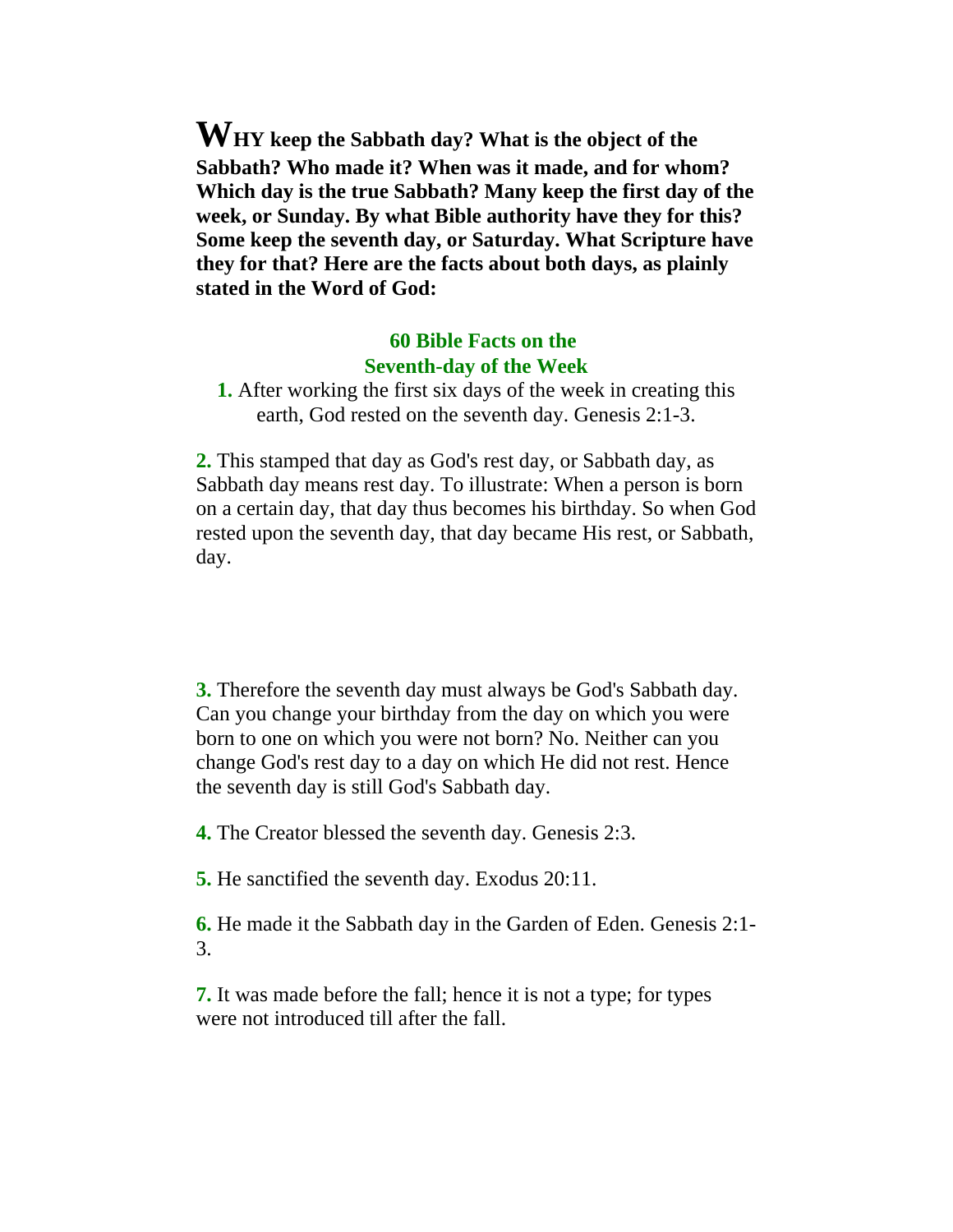**WHY keep the Sabbath day? What is the object of the Sabbath? Who made it? When was it made, and for whom? Which day is the true Sabbath? Many keep the first day of the week, or Sunday. By what Bible authority have they for this? Some keep the seventh day, or Saturday. What Scripture have they for that? Here are the facts about both days, as plainly stated in the Word of God:**

## 60 Bible Facts on the Seventh-day of the Week

**1.** After working the first six days of the week in creating this earth, God rested on the seventh day. Genesis 2:1-3.

**2.** This stamped that day as God's rest day, or Sabbath day, as Sabbath day means rest day. To illustrate: When a person is born on a certain day, that day thus becomes his birthday. So when God rested upon the seventh day, that day became His rest, or Sabbath, day.

**3.** Therefore the seventh day must always be God's Sabbath day. Can you change your birthday from the day on which you were born to one on which you were not born? No. Neither can you change God's rest day to a day on which He did not rest. Hence the seventh day is still God's Sabbath day.

**4.** The Creator blessed the seventh day. Genesis 2:3.

**5.** He sanctified the seventh day. Exodus 20:11.

**6.** He made it the Sabbath day in the Garden of Eden. Genesis 2:1-3.

**7.** It was made before the fall; hence it is not a type; for types were not introduced till after the fall.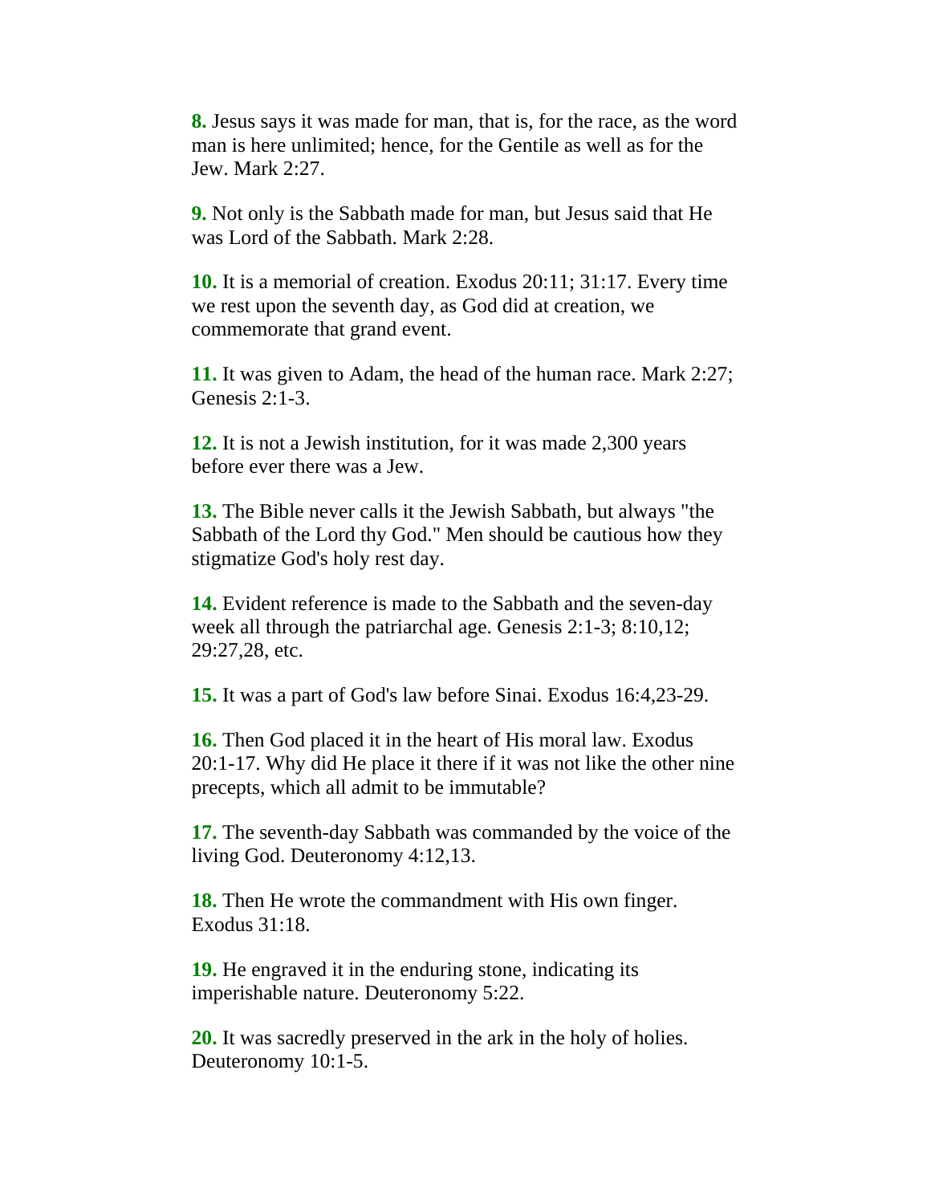**8.** Jesus says it was made for man, that is, for the race, as the word man is here unlimited; hence, for the Gentile as well as for the Jew. Mark 2:27.

**9.** Not only is the Sabbath made for man, but Jesus said that He was Lord of the Sabbath. Mark 2:28.

**10.** It is a memorial of creation. Exodus 20:11; 31:17. Every time we rest upon the seventh day, as God did at creation, we commemorate that grand event.

**11.** It was given to Adam, the head of the human race. Mark 2:27; Genesis 2:1-3.

**12.** It is not a Jewish institution, for it was made 2,300 years before ever there was a Jew.

**13.** The Bible never calls it the Jewish Sabbath, but always "the Sabbath of the Lord thy God." Men should be cautious how they stigmatize God's holy rest day.

**14.** Evident reference is made to the Sabbath and the seven-day week all through the patriarchal age. Genesis 2:1-3; 8:10,12; 29:27,28, etc.

**15.** It was a part of God's law before Sinai. Exodus 16:4,23-29.

**16.** Then God placed it in the heart of His moral law. Exodus 20:1-17. Why did He place it there if it was not like the other nine precepts, which all admit to be immutable?

**17.** The seventh-day Sabbath was commanded by the voice of the living God. Deuteronomy 4:12,13.

**18.** Then He wrote the commandment with His own finger. Exodus 31:18.

**19.** He engraved it in the enduring stone, indicating its imperishable nature. Deuteronomy 5:22.

**20.** It was sacredly preserved in the ark in the holy of holies. Deuteronomy 10:1-5.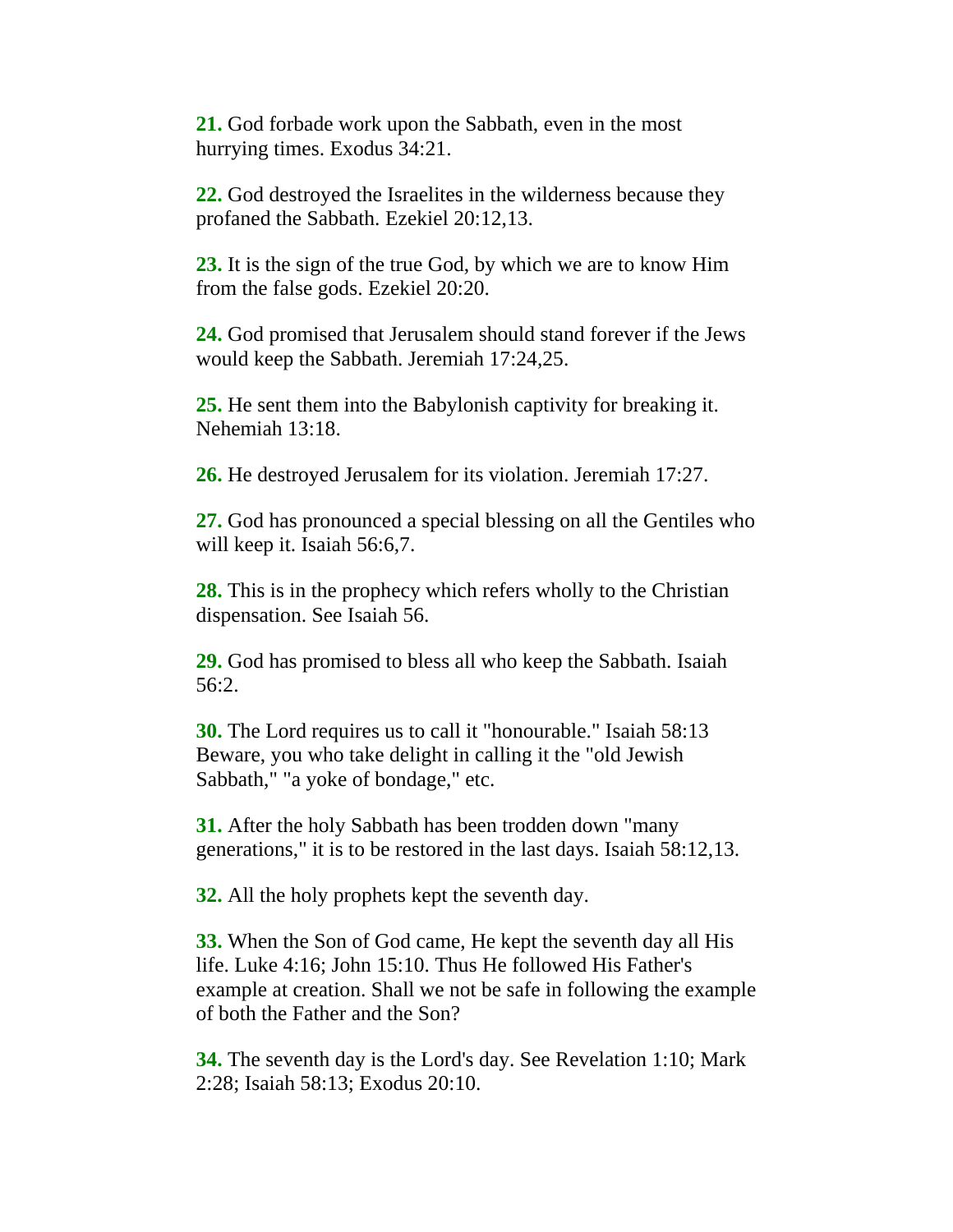**21.** God forbade work upon the Sabbath, even in the most hurrying times. Exodus 34:21.

**22.** God destroyed the Israelites in the wilderness because they profaned the Sabbath. Ezekiel 20:12,13.

**23.** It is the sign of the true God, by which we are to know Him from the false gods. Ezekiel 20:20.

**24.** God promised that Jerusalem should stand forever if the Jews would keep the Sabbath. Jeremiah 17:24,25.

**25.** He sent them into the Babylonish captivity for breaking it. Nehemiah 13:18.

**26.** He destroyed Jerusalem for its violation. Jeremiah 17:27.

**27.** God has pronounced a special blessing on all the Gentiles who will keep it. Isaiah 56:6,7.

**28.** This is in the prophecy which refers wholly to the Christian dispensation. See Isaiah 56.

**29.** God has promised to bless all who keep the Sabbath. Isaiah 56:2.

**30.** The Lord requires us to call it "honourable." Isaiah 58:13 Beware, you who take delight in calling it the "old Jewish Sabbath," "a yoke of bondage," etc.

**31.** After the holy Sabbath has been trodden down "many generations," it is to be restored in the last days. Isaiah 58:12,13.

**32.** All the holy prophets kept the seventh day.

**33.** When the Son of God came, He kept the seventh day all His life. Luke 4:16; John 15:10. Thus He followed His Father's example at creation. Shall we not be safe in following the example of both the Father and the Son?

**34.** The seventh day is the Lord's day. See Revelation 1:10; Mark 2:28; Isaiah 58:13; Exodus 20:10.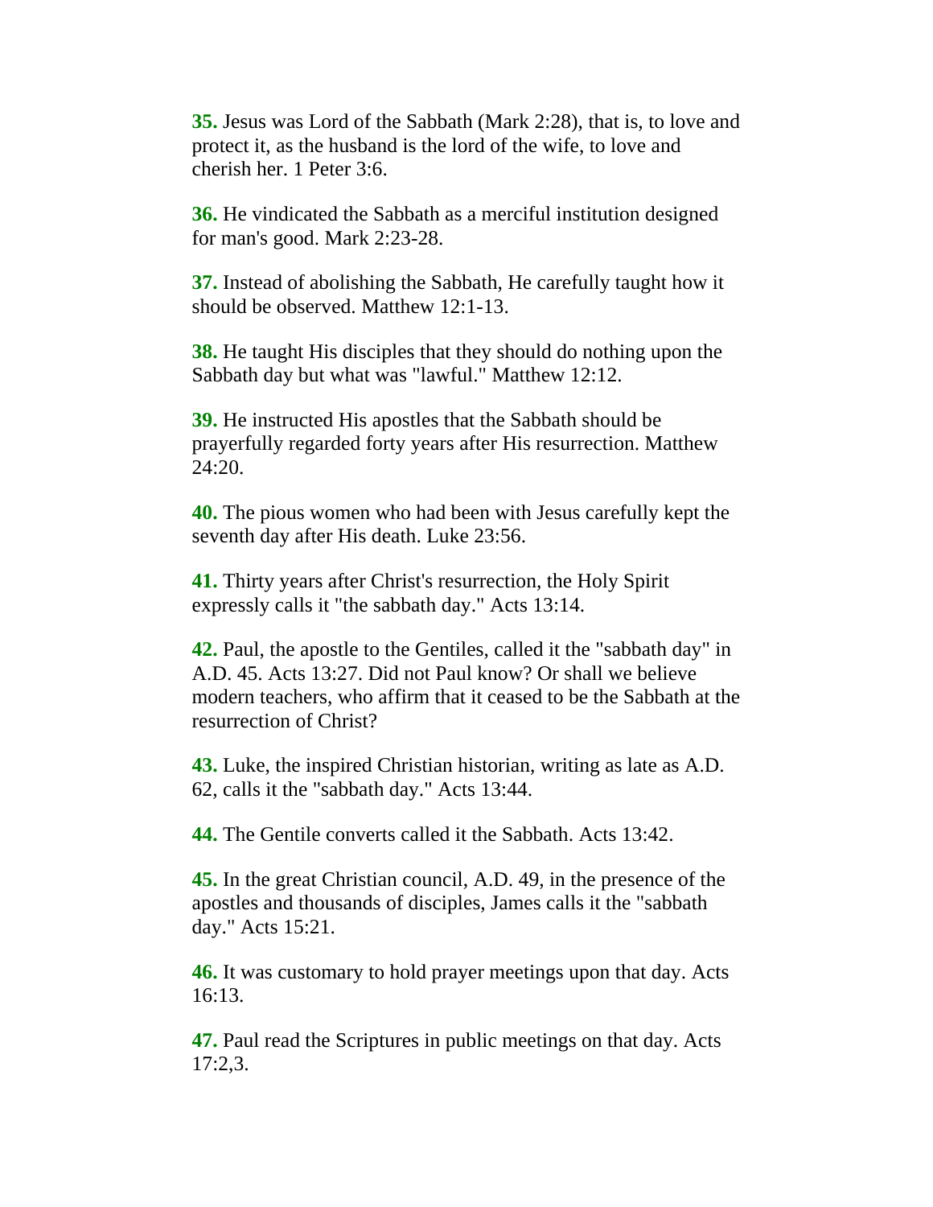**35.** Jesus was Lord of the Sabbath (Mark 2:28), that is, to love and protect it, as the husband is the lord of the wife, to love and cherish her. 1 Peter 3:6.

**36.** He vindicated the Sabbath as a merciful institution designed for man's good. Mark 2:23-28.

**37.** Instead of abolishing the Sabbath, He carefully taught how it should be observed. Matthew 12:1-13.

**38.** He taught His disciples that they should do nothing upon the Sabbath day but what was "lawful." Matthew 12:12.

**39.** He instructed His apostles that the Sabbath should be prayerfully regarded forty years after His resurrection. Matthew 24:20.

**40.** The pious women who had been with Jesus carefully kept the seventh day after His death. Luke 23:56.

**41.** Thirty years after Christ's resurrection, the Holy Spirit expressly calls it "the sabbath day." Acts 13:14.

**42.** Paul, the apostle to the Gentiles, called it the "sabbath day" in A.D. 45. Acts 13:27. Did not Paul know? Or shall we believe modern teachers, who affirm that it ceased to be the Sabbath at the resurrection of Christ?

**43.** Luke, the inspired Christian historian, writing as late as A.D. 62, calls it the "sabbath day." Acts 13:44.

**44.** The Gentile converts called it the Sabbath. Acts 13:42.

**45.** In the great Christian council, A.D. 49, in the presence of the apostles and thousands of disciples, James calls it the "sabbath day." Acts 15:21.

**46.** It was customary to hold prayer meetings upon that day. Acts 16:13.

**47.** Paul read the Scriptures in public meetings on that day. Acts 17:2,3.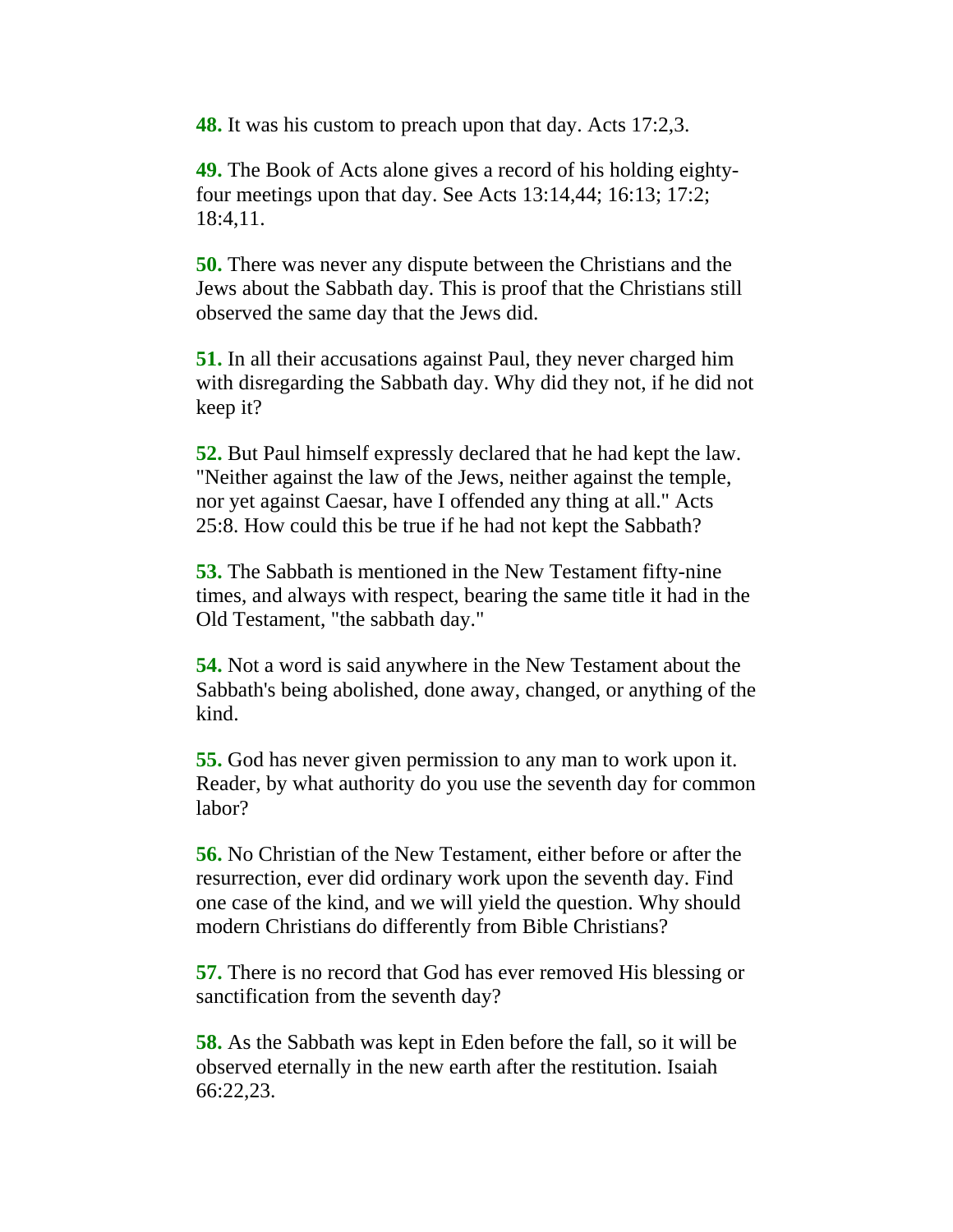**48.** It was his custom to preach upon that day. Acts 17:2,3.

**49.** The Book of Acts alone gives a record of his holding eighty-four meetings upon that day. See Acts 13:14,44; 16:13; 17:2; 18:4,11.

**50.** There was never any dispute between the Christians and the Jews about the Sabbath day. This is proof that the Christians still observed the same day that the Jews did.

**51.** In all their accusations against Paul, they never charged him with disregarding the Sabbath day. Why did they not, if he did not keep it?

**52.** But Paul himself expressly declared that he had kept the law. "Neither against the law of the Jews, neither against the temple, nor yet against Caesar, have I offended any thing at all." Acts 25:8. How could this be true if he had not kept the Sabbath?

**53.** The Sabbath is mentioned in the New Testament fifty-nine times, and always with respect, bearing the same title it had in the Old Testament, "the sabbath day."

**54.** Not a word is said anywhere in the New Testament about the Sabbath's being abolished, done away, changed, or anything of the kind.

**55.** God has never given permission to any man to work upon it. Reader, by what authority do you use the seventh day for common labor?

**56.** No Christian of the New Testament, either before or after the resurrection, ever did ordinary work upon the seventh day. Find one case of the kind, and we will yield the question. Why should modern Christians do differently from Bible Christians?

**57.** There is no record that God has ever removed His blessing or sanctification from the seventh day?

**58.** As the Sabbath was kept in Eden before the fall, so it will be observed eternally in the new earth after the restitution. Isaiah 66:22,23.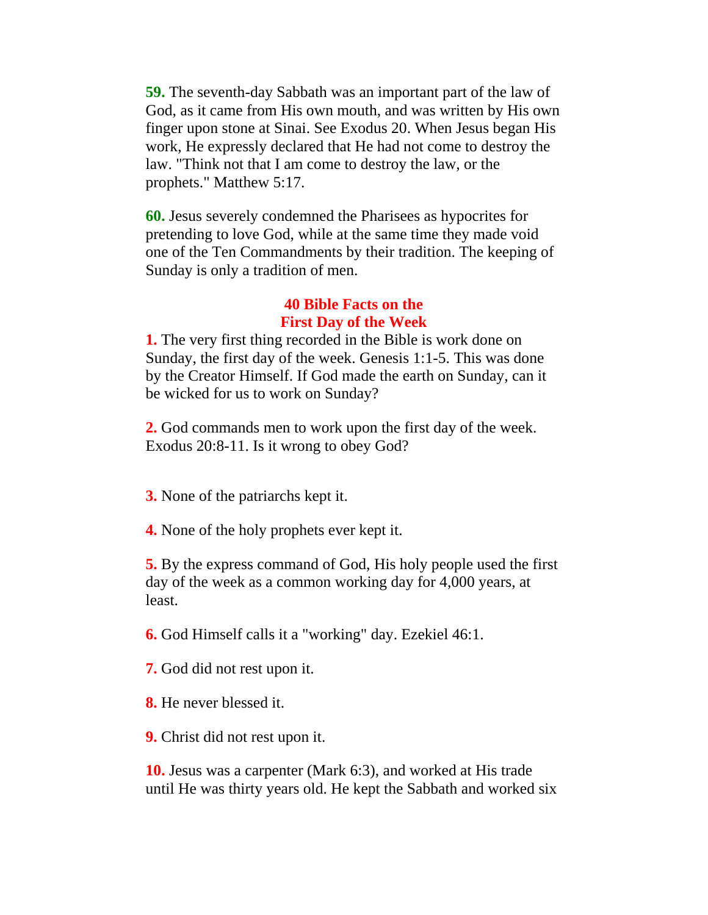**59.** The seventh-day Sabbath was an important part of the law of God, as it came from His own mouth, and was written by His own finger upon stone at Sinai. See Exodus 20. When Jesus began His work, He expressly declared that He had not come to destroy the law. "Think not that I am come to destroy the law, or the prophets." Matthew 5:17.

**60.** Jesus severely condemned the Pharisees as hypocrites for pretending to love God, while at the same time they made void one of the Ten Commandments by their tradition. The keeping of Sunday is only a tradition of men.

## 40 Bible Facts on the First Day of the Week

**1.** The very first thing recorded in the Bible is work done on Sunday, the first day of the week. Genesis 1:1-5. This was done by the Creator Himself. If God made the earth on Sunday, can it be wicked for us to work on Sunday?

**2.** God commands men to work upon the first day of the week. Exodus 20:8-11. Is it wrong to obey God?

**3.** None of the patriarchs kept it.

**4.** None of the holy prophets ever kept it.

**5.** By the express command of God, His holy people used the first day of the week as a common working day for 4,000 years, at least.

**6.** God Himself calls it a "working" day. Ezekiel 46:1.

**7.** God did not rest upon it.

**8.** He never blessed it.

**9.** Christ did not rest upon it.

**10.** Jesus was a carpenter (Mark 6:3), and worked at His trade until He was thirty years old. He kept the Sabbath and worked six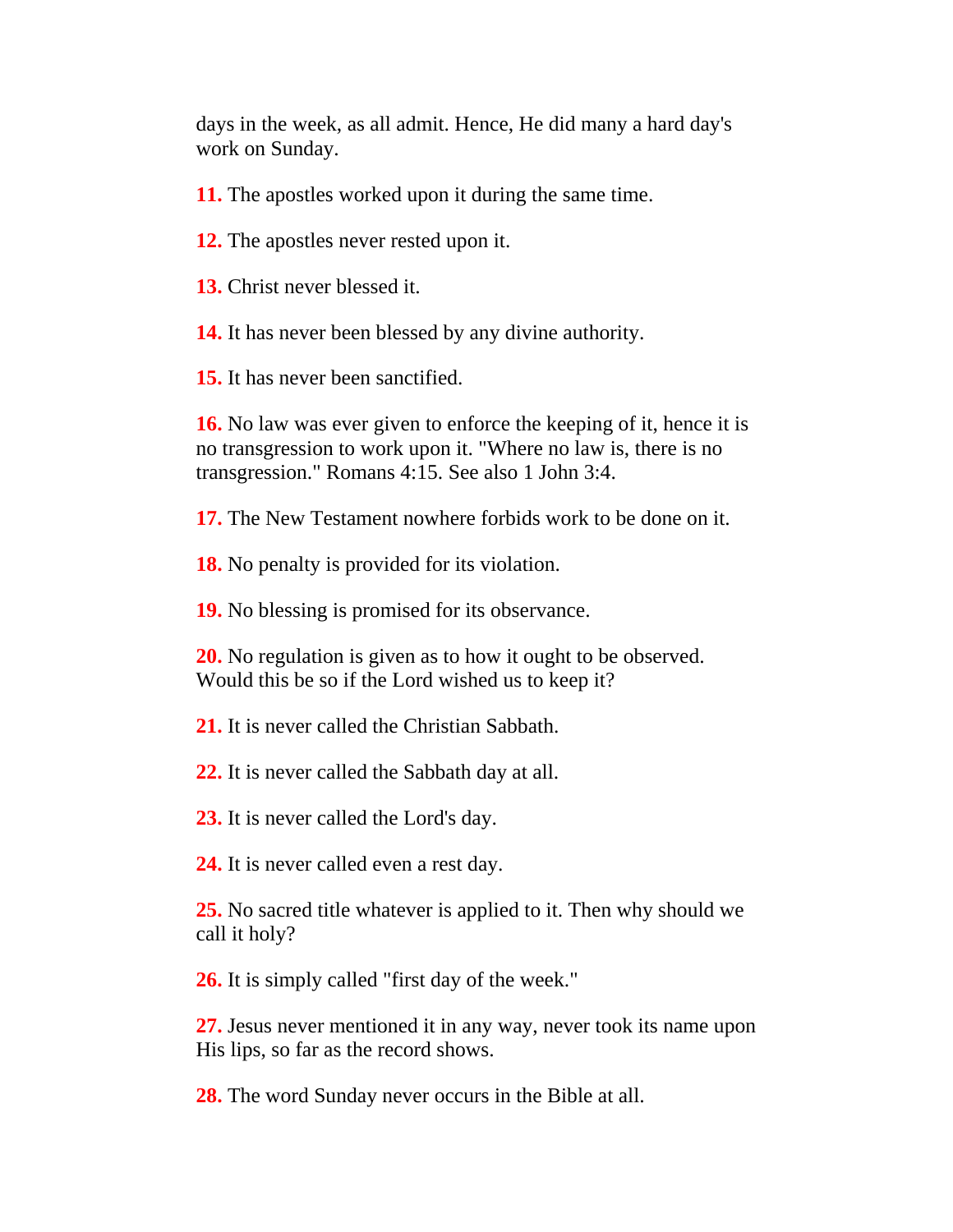days in the week, as all admit. Hence, He did many a hard day's work on Sunday.

**11.** The apostles worked upon it during the same time.

**12.** The apostles never rested upon it.

**13.** Christ never blessed it.

**14.** It has never been blessed by any divine authority.

**15.** It has never been sanctified.

**16.** No law was ever given to enforce the keeping of it, hence it is no transgression to work upon it. "Where no law is, there is no transgression." Romans 4:15. See also 1 John 3:4.

**17.** The New Testament nowhere forbids work to be done on it.

**18.** No penalty is provided for its violation.

**19.** No blessing is promised for its observance.

**20.** No regulation is given as to how it ought to be observed. Would this be so if the Lord wished us to keep it?

**21.** It is never called the Christian Sabbath.

**22.** It is never called the Sabbath day at all.

**23.** It is never called the Lord's day.

**24.** It is never called even a rest day.

**25.** No sacred title whatever is applied to it. Then why should we call it holy?

**26.** It is simply called "first day of the week."

**27.** Jesus never mentioned it in any way, never took its name upon His lips, so far as the record shows.

**28.** The word Sunday never occurs in the Bible at all.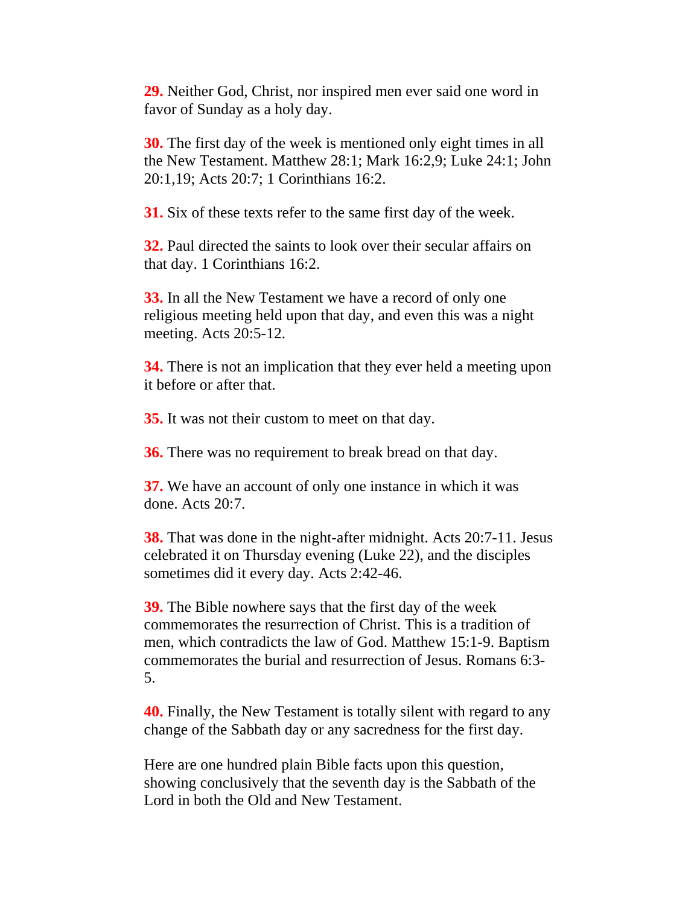**29.** Neither God, Christ, nor inspired men ever said one word in favor of Sunday as a holy day.

**30.** The first day of the week is mentioned only eight times in all the New Testament. Matthew 28:1; Mark 16:2,9; Luke 24:1; John 20:1,19; Acts 20:7; 1 Corinthians 16:2.

**31.** Six of these texts refer to the same first day of the week.

**32.** Paul directed the saints to look over their secular affairs on that day. 1 Corinthians 16:2.

**33.** In all the New Testament we have a record of only one religious meeting held upon that day, and even this was a night meeting. Acts 20:5-12.

**34.** There is not an implication that they ever held a meeting upon it before or after that.

**35.** It was not their custom to meet on that day.

**36.** There was no requirement to break bread on that day.

**37.** We have an account of only one instance in which it was done. Acts 20:7.

**38.** That was done in the night-after midnight. Acts 20:7-11. Jesus celebrated it on Thursday evening (Luke 22), and the disciples sometimes did it every day. Acts 2:42-46.

**39.** The Bible nowhere says that the first day of the week commemorates the resurrection of Christ. This is a tradition of men, which contradicts the law of God. Matthew 15:1-9. Baptism commemorates the burial and resurrection of Jesus. Romans 6:3-5.

**40.** Finally, the New Testament is totally silent with regard to any change of the Sabbath day or any sacredness for the first day.

Here are one hundred plain Bible facts upon this question, showing conclusively that the seventh day is the Sabbath of the Lord in both the Old and New Testament.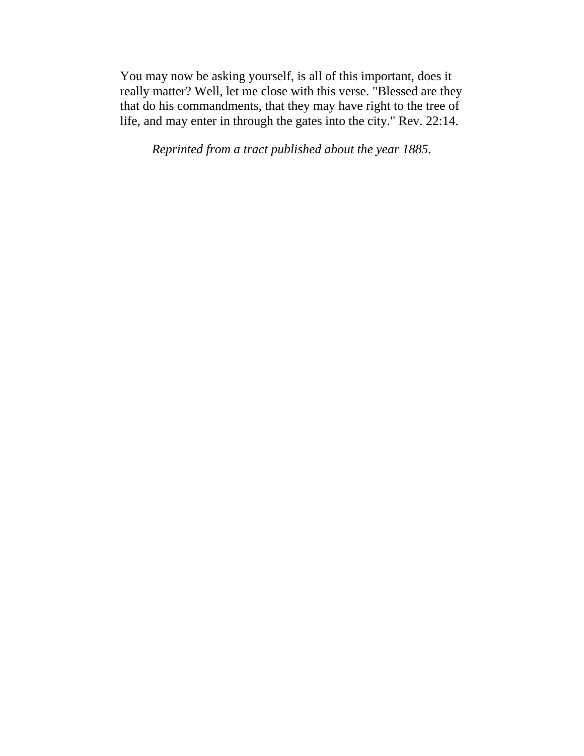You may now be asking yourself, is all of this important, does it really matter? Well, let me close with this verse. "Blessed are they that do his commandments, that they may have right to the tree of life, and may enter in through the gates into the city." Rev. 22:14.

*Reprinted from a tract published about the year 1885.*